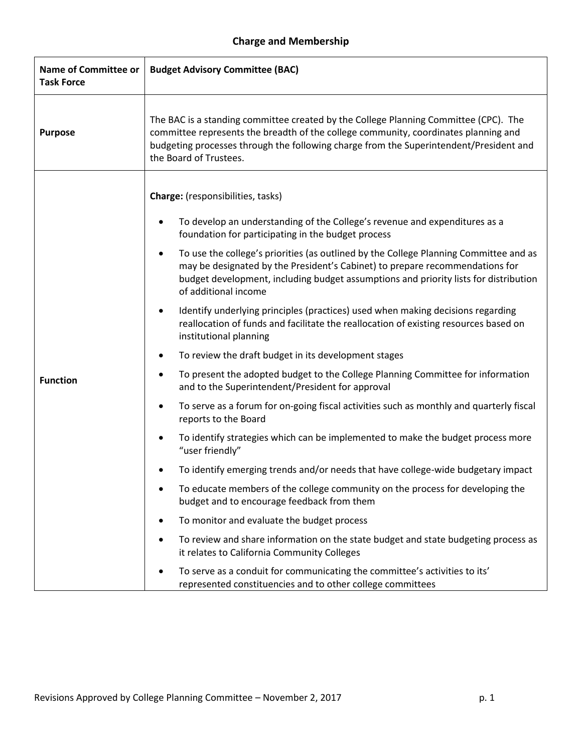## Charge and Membership

| Name of Committee or Task Force | Budget Advisory Committee (BAC) |
|---|---|
| **Purpose** | The BAC is a standing committee created by the College Planning Committee (CPC). The committee represents the breadth of the college community, coordinates planning and budgeting processes through the following charge from the Superintendent/President and the Board of Trustees. |
| **Function** | **Charge:** (responsibilities, tasks)<br>• To develop an understanding of the College's revenue and expenditures as a foundation for participating in the budget process<br>• To use the college's priorities (as outlined by the College Planning Committee and as may be designated by the President's Cabinet) to prepare recommendations for budget development, including budget assumptions and priority lists for distribution of additional income<br>• Identify underlying principles (practices) used when making decisions regarding reallocation of funds and facilitate the reallocation of existing resources based on institutional planning<br>• To review the draft budget in its development stages<br>• To present the adopted budget to the College Planning Committee for information and to the Superintendent/President for approval<br>• To serve as a forum for on-going fiscal activities such as monthly and quarterly fiscal reports to the Board<br>• To identify strategies which can be implemented to make the budget process more "user friendly"<br>• To identify emerging trends and/or needs that have college-wide budgetary impact<br>• To educate members of the college community on the process for developing the budget and to encourage feedback from them<br>• To monitor and evaluate the budget process<br>• To review and share information on the state budget and state budgeting process as it relates to California Community Colleges<br>• To serve as a conduit for communicating the committee's activities to its' represented constituencies and to other college committees |

Revisions Approved by College Planning Committee – November 2, 2017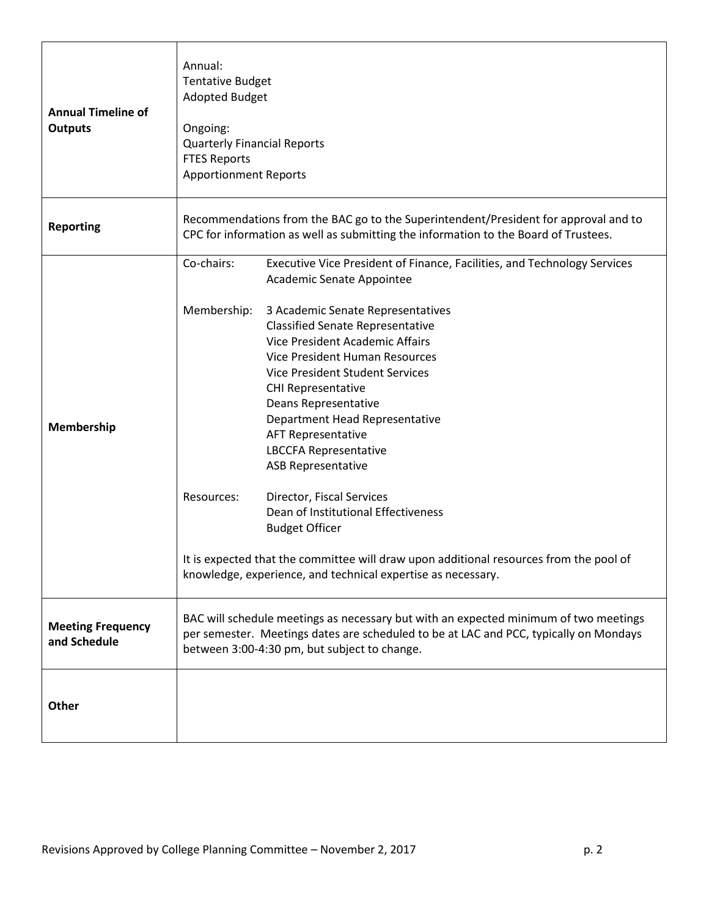| | |
|---|---|
| **Annual Timeline of Outputs** | Annual:<br>Tentative Budget<br>Adopted Budget<br><br>Ongoing:<br>Quarterly Financial Reports<br>FTES Reports<br>Apportionment Reports |
| **Reporting** | Recommendations from the BAC go to the Superintendent/President for approval and to CPC for information as well as submitting the information to the Board of Trustees. |
| **Membership** | Co-chairs: Executive Vice President of Finance, Facilities, and Technology Services<br>Academic Senate Appointee<br><br>Membership: 3 Academic Senate Representatives<br>Classified Senate Representative<br>Vice President Academic Affairs<br>Vice President Human Resources<br>Vice President Student Services<br>CHI Representative<br>Deans Representative<br>Department Head Representative<br>AFT Representative<br>LBCCFA Representative<br>ASB Representative<br><br>Resources: Director, Fiscal Services<br>Dean of Institutional Effectiveness<br>Budget Officer<br><br>It is expected that the committee will draw upon additional resources from the pool of knowledge, experience, and technical expertise as necessary. |
| **Meeting Frequency and Schedule** | BAC will schedule meetings as necessary but with an expected minimum of two meetings per semester. Meetings dates are scheduled to be at LAC and PCC, typically on Mondays between 3:00-4:30 pm, but subject to change. |
| **Other** | |

Revisions Approved by College Planning Committee – November 2, 2017